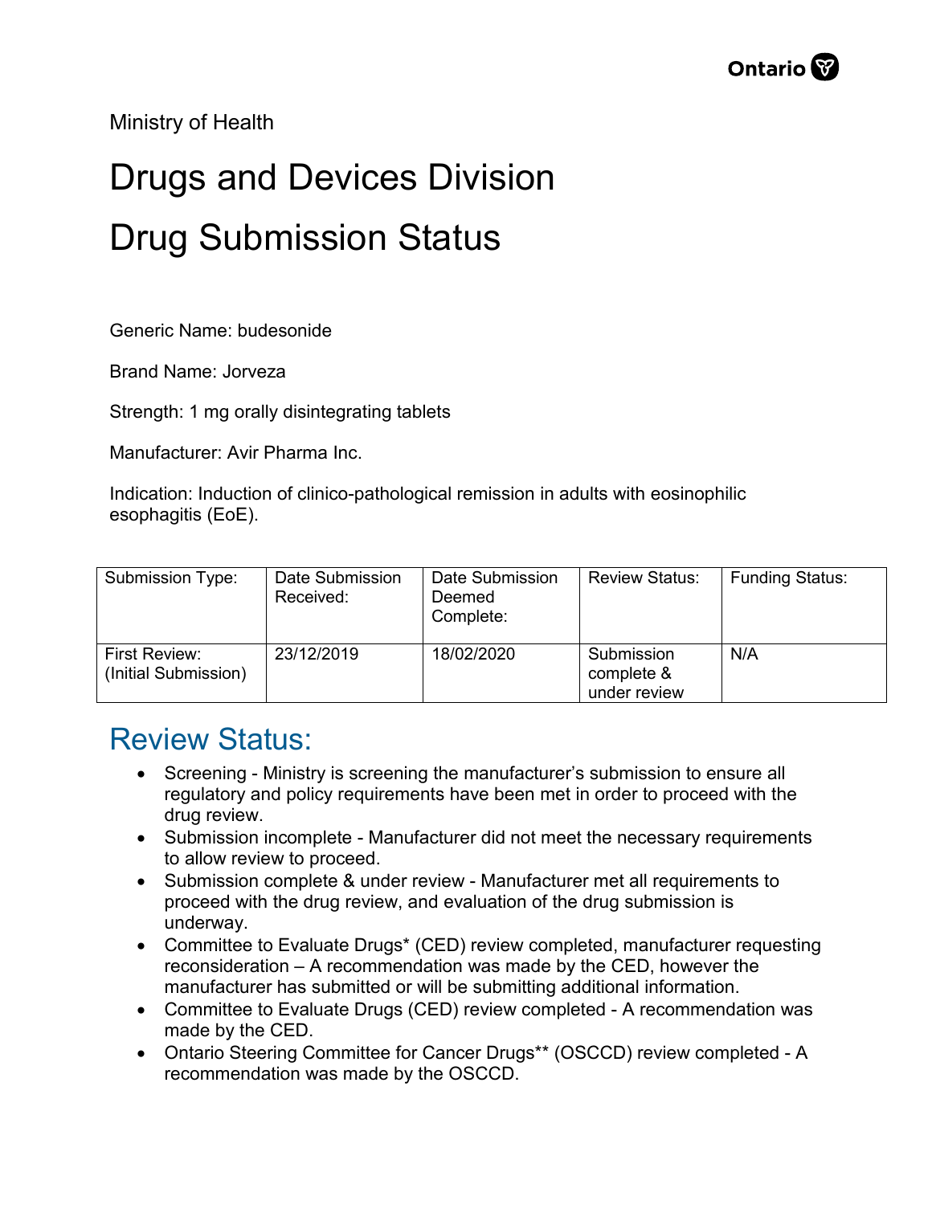Ministry of Health

# Drugs and Devices Division

# Drug Submission Status

Generic Name: budesonide

Brand Name: Jorveza

Strength: 1 mg orally disintegrating tablets

Manufacturer: Avir Pharma Inc.

Indication: Induction of clinico-pathological remission in adults with eosinophilic esophagitis (EoE).

| Submission Type: | Date Submission Received: | Date Submission Deemed Complete: | Review Status: | Funding Status: |
|---|---|---|---|---|
| First Review: (Initial Submission) | 23/12/2019 | 18/02/2020 | Submission complete & under review | N/A |

## Review Status:

- Screening - Ministry is screening the manufacturer's submission to ensure all regulatory and policy requirements have been met in order to proceed with the drug review.
- Submission incomplete - Manufacturer did not meet the necessary requirements to allow review to proceed.
- Submission complete & under review - Manufacturer met all requirements to proceed with the drug review, and evaluation of the drug submission is underway.
- Committee to Evaluate Drugs* (CED) review completed, manufacturer requesting reconsideration – A recommendation was made by the CED, however the manufacturer has submitted or will be submitting additional information.
- Committee to Evaluate Drugs (CED) review completed - A recommendation was made by the CED.
- Ontario Steering Committee for Cancer Drugs** (OSCCD) review completed - A recommendation was made by the OSCCD.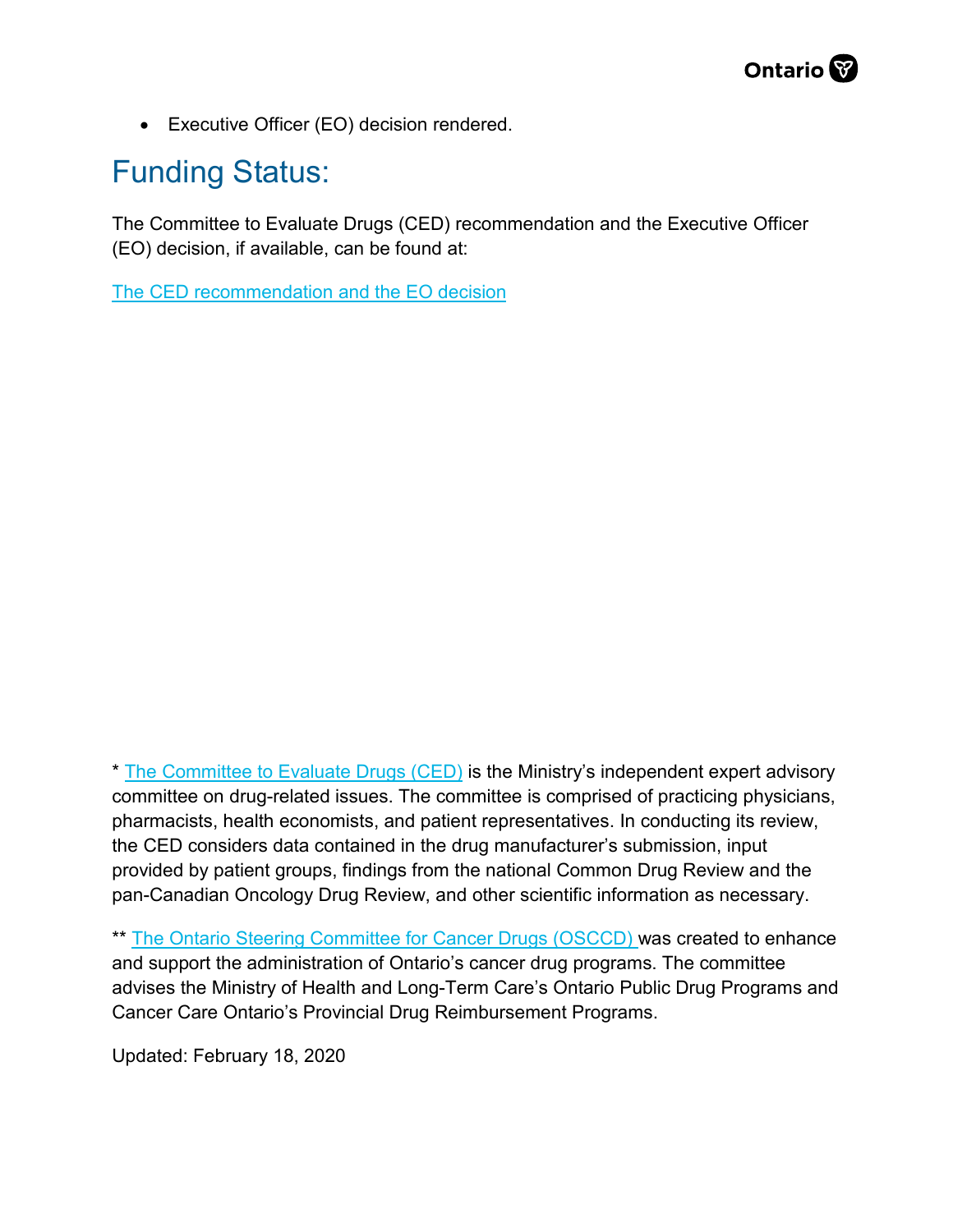- Executive Officer (EO) decision rendered.

## Funding Status:

The Committee to Evaluate Drugs (CED) recommendation and the Executive Officer (EO) decision, if available, can be found at:

The CED recommendation and the EO decision

* The Committee to Evaluate Drugs (CED) is the Ministry's independent expert advisory committee on drug-related issues. The committee is comprised of practicing physicians, pharmacists, health economists, and patient representatives. In conducting its review, the CED considers data contained in the drug manufacturer's submission, input provided by patient groups, findings from the national Common Drug Review and the pan-Canadian Oncology Drug Review, and other scientific information as necessary.

** The Ontario Steering Committee for Cancer Drugs (OSCCD) was created to enhance and support the administration of Ontario's cancer drug programs. The committee advises the Ministry of Health and Long-Term Care's Ontario Public Drug Programs and Cancer Care Ontario's Provincial Drug Reimbursement Programs.

Updated: February 18, 2020